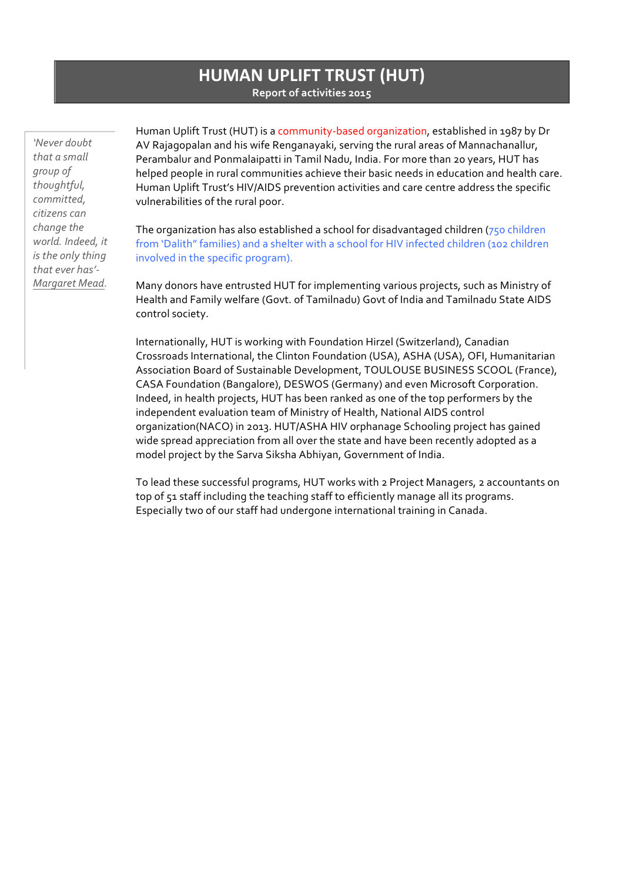# HUMAN UPLIFT TRUST (HUT)

**Report of activities 2015**

*'Never doubt that a small group of thoughtful, committed, citizens can change the world. Indeed, it is the only thing that ever has'- Margaret Mead.*

Human Uplift Trust (HUT) is a community-based organization, established in 1987 by Dr AV Rajagopalan and his wife Renganayaki, serving the rural areas of Mannachanallur, Perambalur and Ponmalaipatti in Tamil Nadu, India. For more than 20 years, HUT has helped people in rural communities achieve their basic needs in education and health care. Human Uplift Trust's HIV/AIDS prevention activities and care centre address the specific vulnerabilities of the rural poor.

The organization has also established a school for disadvantaged children (750 children from 'Dalith" families) and a shelter with a school for HIV infected children (102 children involved in the specific program).

Many donors have entrusted HUT for implementing various projects, such as Ministry of Health and Family welfare (Govt. of Tamilnadu) Govt of India and Tamilnadu State AIDS control society.

Internationally, HUT is working with Foundation Hirzel (Switzerland), Canadian Crossroads International, the Clinton Foundation (USA), ASHA (USA), OFI, Humanitarian Association Board of Sustainable Development, TOULOUSE BUSINESS SCOOL (France), CASA Foundation (Bangalore), DESWOS (Germany) and even Microsoft Corporation. Indeed, in health projects, HUT has been ranked as one of the top performers by the independent evaluation team of Ministry of Health, National AIDS control organization(NACO) in 2013. HUT/ASHA HIV orphanage Schooling project has gained wide spread appreciation from all over the state and have been recently adopted as a model project by the Sarva Siksha Abhiyan, Government of India.

To lead these successful programs, HUT works with 2 Project Managers, 2 accountants on top of 51 staff including the teaching staff to efficiently manage all its programs. Especially two of our staff had undergone international training in Canada.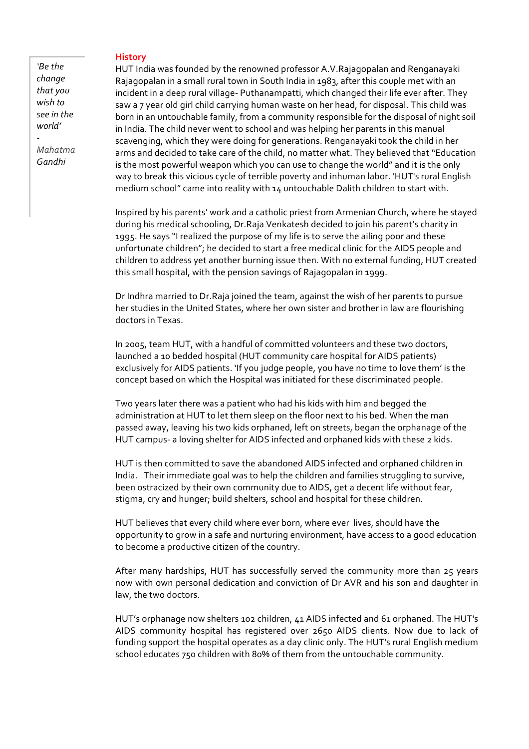> *'Be the change that you wish to see in the world'*
>
> *- Mahatma Gandhi*

## History

HUT India was founded by the renowned professor A.V.Rajagopalan and Renganayaki Rajagopalan in a small rural town in South India in 1983, after this couple met with an incident in a deep rural village- Puthanampatti, which changed their life ever after. They saw a 7 year old girl child carrying human waste on her head, for disposal. This child was born in an untouchable family, from a community responsible for the disposal of night soil in India. The child never went to school and was helping her parents in this manual scavenging, which they were doing for generations. Renganayaki took the child in her arms and decided to take care of the child, no matter what. They believed that "Education is the most powerful weapon which you can use to change the world" and it is the only way to break this vicious cycle of terrible poverty and inhuman labor. 'HUT's rural English medium school" came into reality with 14 untouchable Dalith children to start with.

Inspired by his parents' work and a catholic priest from Armenian Church, where he stayed during his medical schooling, Dr.Raja Venkatesh decided to join his parent's charity in 1995. He says "I realized the purpose of my life is to serve the ailing poor and these unfortunate children"; he decided to start a free medical clinic for the AIDS people and children to address yet another burning issue then. With no external funding, HUT created this small hospital, with the pension savings of Rajagopalan in 1999.

Dr Indhra married to Dr.Raja joined the team, against the wish of her parents to pursue her studies in the United States, where her own sister and brother in law are flourishing doctors in Texas.

In 2005, team HUT, with a handful of committed volunteers and these two doctors, launched a 10 bedded hospital (HUT community care hospital for AIDS patients) exclusively for AIDS patients. 'If you judge people, you have no time to love them' is the concept based on which the Hospital was initiated for these discriminated people.

Two years later there was a patient who had his kids with him and begged the administration at HUT to let them sleep on the floor next to his bed. When the man passed away, leaving his two kids orphaned, left on streets, began the orphanage of the HUT campus- a loving shelter for AIDS infected and orphaned kids with these 2 kids.

HUT is then committed to save the abandoned AIDS infected and orphaned children in India. Their immediate goal was to help the children and families struggling to survive, been ostracized by their own community due to AIDS, get a decent life without fear, stigma, cry and hunger; build shelters, school and hospital for these children.

HUT believes that every child where ever born, where ever lives, should have the opportunity to grow in a safe and nurturing environment, have access to a good education to become a productive citizen of the country.

After many hardships, HUT has successfully served the community more than 25 years now with own personal dedication and conviction of Dr AVR and his son and daughter in law, the two doctors.

HUT's orphanage now shelters 102 children, 41 AIDS infected and 61 orphaned. The HUT's AIDS community hospital has registered over 2650 AIDS clients. Now due to lack of funding support the hospital operates as a day clinic only. The HUT's rural English medium school educates 750 children with 80% of them from the untouchable community.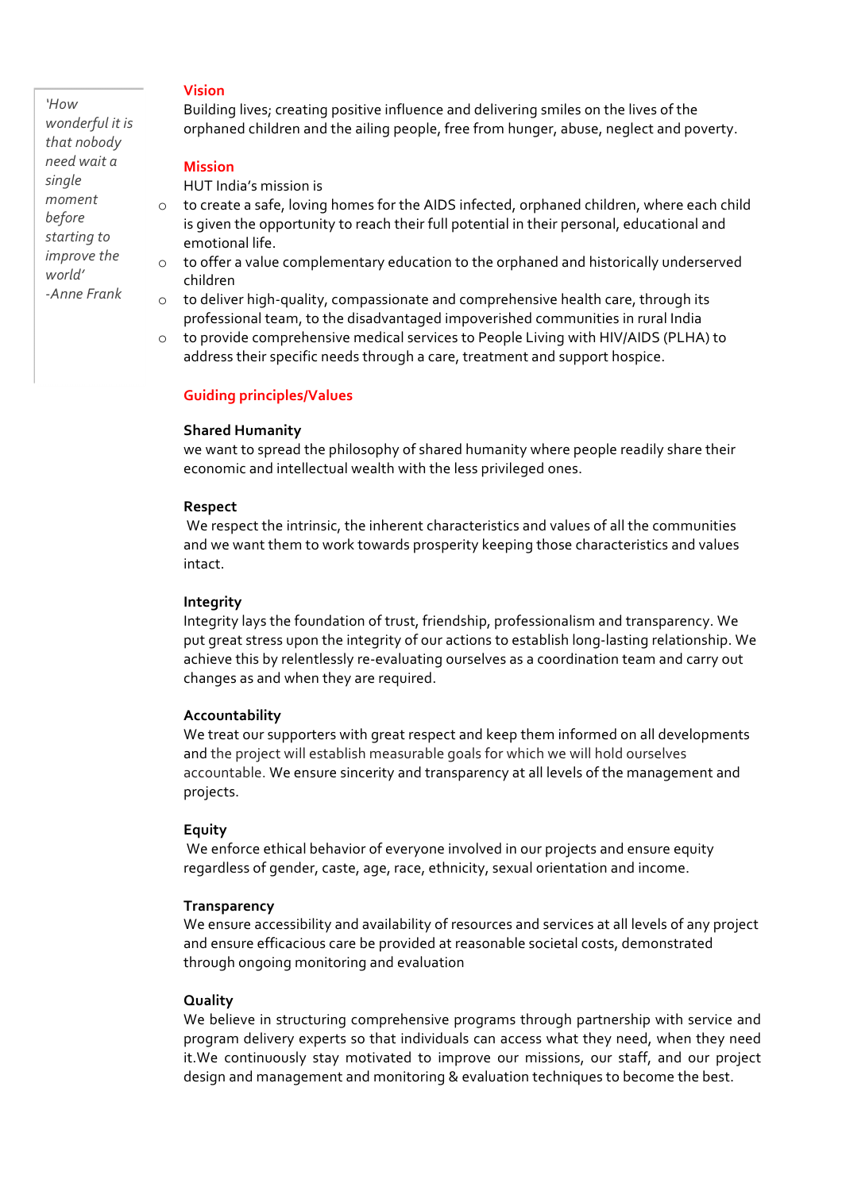> *'How wonderful it is that nobody need wait a single moment before starting to improve the world'*
> *-Anne Frank*

## Vision

Building lives; creating positive influence and delivering smiles on the lives of the orphaned children and the ailing people, free from hunger, abuse, neglect and poverty.

## Mission

HUT India's mission is

- to create a safe, loving homes for the AIDS infected, orphaned children, where each child is given the opportunity to reach their full potential in their personal, educational and emotional life.
- to offer a value complementary education to the orphaned and historically underserved children
- to deliver high-quality, compassionate and comprehensive health care, through its professional team, to the disadvantaged impoverished communities in rural India
- to provide comprehensive medical services to People Living with HIV/AIDS (PLHA) to address their specific needs through a care, treatment and support hospice.

## Guiding principles/Values

**Shared Humanity**

we want to spread the philosophy of shared humanity where people readily share their economic and intellectual wealth with the less privileged ones.

**Respect**

We respect the intrinsic, the inherent characteristics and values of all the communities and we want them to work towards prosperity keeping those characteristics and values intact.

**Integrity**

Integrity lays the foundation of trust, friendship, professionalism and transparency. We put great stress upon the integrity of our actions to establish long-lasting relationship. We achieve this by relentlessly re-evaluating ourselves as a coordination team and carry out changes as and when they are required.

**Accountability**

We treat our supporters with great respect and keep them informed on all developments and the project will establish measurable goals for which we will hold ourselves accountable. We ensure sincerity and transparency at all levels of the management and projects.

**Equity**

We enforce ethical behavior of everyone involved in our projects and ensure equity regardless of gender, caste, age, race, ethnicity, sexual orientation and income.

**Transparency**

We ensure accessibility and availability of resources and services at all levels of any project and ensure efficacious care be provided at reasonable societal costs, demonstrated through ongoing monitoring and evaluation

**Quality**

We believe in structuring comprehensive programs through partnership with service and program delivery experts so that individuals can access what they need, when they need it.We continuously stay motivated to improve our missions, our staff, and our project design and management and monitoring & evaluation techniques to become the best.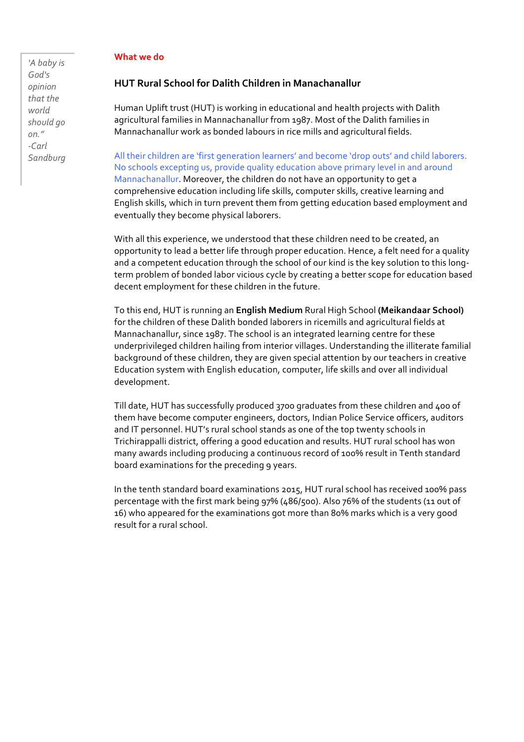> *'A baby is God's opinion that the world should go on."*
> *-Carl Sandburg*

## What we do

### HUT Rural School for Dalith Children in Manachanallur

Human Uplift trust (HUT) is working in educational and health projects with Dalith agricultural families in Mannachanallur from 1987. Most of the Dalith families in Mannachanallur work as bonded labours in rice mills and agricultural fields.

All their children are 'first generation learners' and become 'drop outs' and child laborers. No schools excepting us, provide quality education above primary level in and around Mannachanallur. Moreover, the children do not have an opportunity to get a comprehensive education including life skills, computer skills, creative learning and English skills, which in turn prevent them from getting education based employment and eventually they become physical laborers.

With all this experience, we understood that these children need to be created, an opportunity to lead a better life through proper education. Hence, a felt need for a quality and a competent education through the school of our kind is the key solution to this long-term problem of bonded labor vicious cycle by creating a better scope for education based decent employment for these children in the future.

To this end, HUT is running an **English Medium** Rural High School **(Meikandaar School)** for the children of these Dalith bonded laborers in ricemills and agricultural fields at Mannachanallur, since 1987. The school is an integrated learning centre for these underprivileged children hailing from interior villages. Understanding the illiterate familial background of these children, they are given special attention by our teachers in creative Education system with English education, computer, life skills and over all individual development.

Till date, HUT has successfully produced 3700 graduates from these children and 400 of them have become computer engineers, doctors, Indian Police Service officers, auditors and IT personnel. HUT's rural school stands as one of the top twenty schools in Trichirappalli district, offering a good education and results. HUT rural school has won many awards including producing a continuous record of 100% result in Tenth standard board examinations for the preceding 9 years.

In the tenth standard board examinations 2015, HUT rural school has received 100% pass percentage with the first mark being 97% (486/500). Also 76% of the students (11 out of 16) who appeared for the examinations got more than 80% marks which is a very good result for a rural school.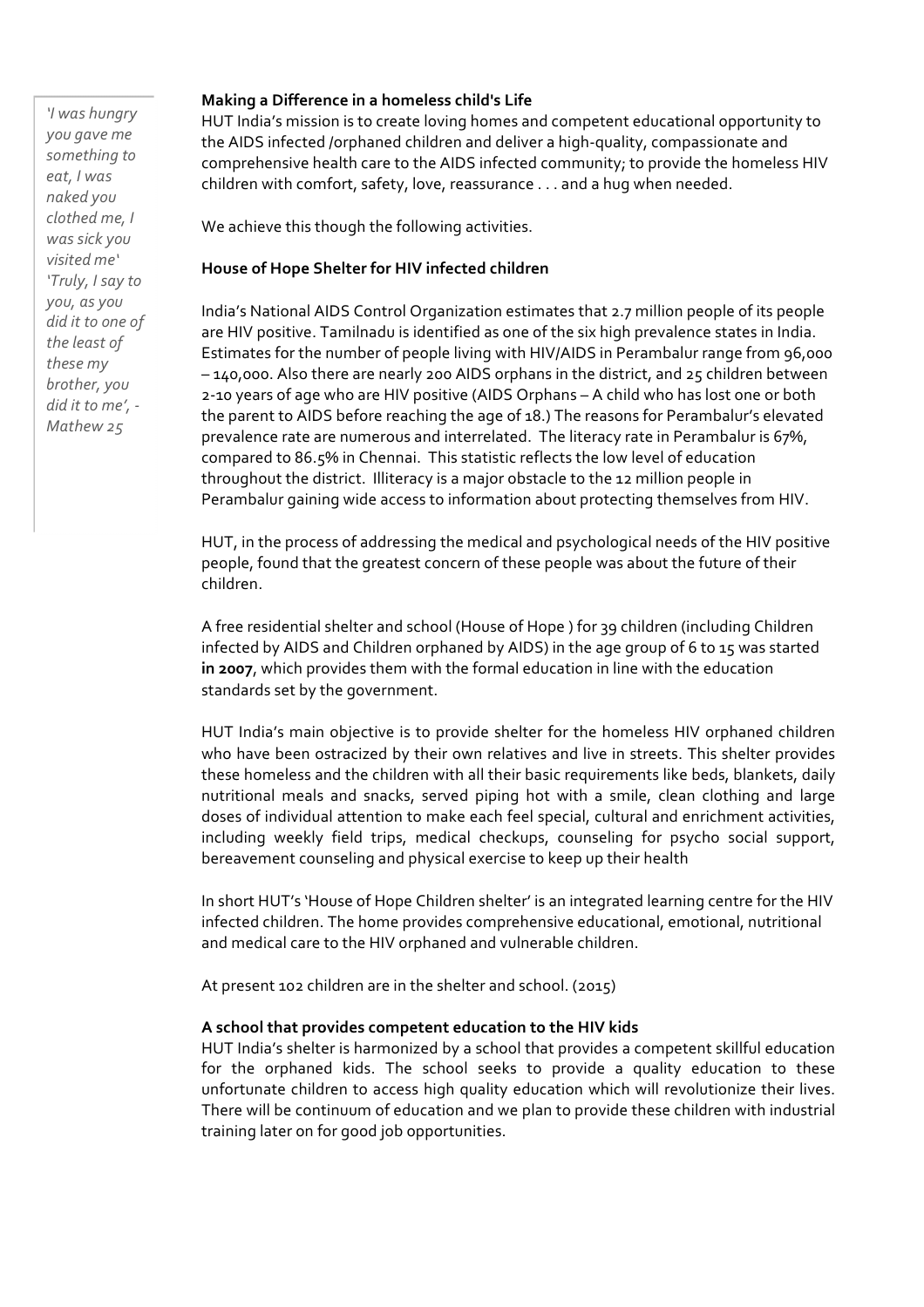*'I was hungry you gave me something to eat, I was naked you clothed me, I was sick you visited me' 'Truly, I say to you, as you did it to one of the least of these my brother, you did it to me', - Mathew 25*

**Making a Difference in a homeless child's Life**

HUT India's mission is to create loving homes and competent educational opportunity to the AIDS infected /orphaned children and deliver a high-quality, compassionate and comprehensive health care to the AIDS infected community; to provide the homeless HIV children with comfort, safety, love, reassurance . . . and a hug when needed.

We achieve this though the following activities.

**House of Hope Shelter for HIV infected children**

India's National AIDS Control Organization estimates that 2.7 million people of its people are HIV positive. Tamilnadu is identified as one of the six high prevalence states in India. Estimates for the number of people living with HIV/AIDS in Perambalur range from 96,000 – 140,000. Also there are nearly 200 AIDS orphans in the district, and 25 children between 2-10 years of age who are HIV positive (AIDS Orphans – A child who has lost one or both the parent to AIDS before reaching the age of 18.) The reasons for Perambalur's elevated prevalence rate are numerous and interrelated. The literacy rate in Perambalur is 67%, compared to 86.5% in Chennai. This statistic reflects the low level of education throughout the district. Illiteracy is a major obstacle to the 12 million people in Perambalur gaining wide access to information about protecting themselves from HIV.

HUT, in the process of addressing the medical and psychological needs of the HIV positive people, found that the greatest concern of these people was about the future of their children.

A free residential shelter and school (House of Hope ) for 39 children (including Children infected by AIDS and Children orphaned by AIDS) in the age group of 6 to 15 was started **in 2007**, which provides them with the formal education in line with the education standards set by the government.

HUT India's main objective is to provide shelter for the homeless HIV orphaned children who have been ostracized by their own relatives and live in streets. This shelter provides these homeless and the children with all their basic requirements like beds, blankets, daily nutritional meals and snacks, served piping hot with a smile, clean clothing and large doses of individual attention to make each feel special, cultural and enrichment activities, including weekly field trips, medical checkups, counseling for psycho social support, bereavement counseling and physical exercise to keep up their health

In short HUT's 'House of Hope Children shelter' is an integrated learning centre for the HIV infected children. The home provides comprehensive educational, emotional, nutritional and medical care to the HIV orphaned and vulnerable children.

At present 102 children are in the shelter and school. (2015)

**A school that provides competent education to the HIV kids**

HUT India's shelter is harmonized by a school that provides a competent skillful education for the orphaned kids. The school seeks to provide a quality education to these unfortunate children to access high quality education which will revolutionize their lives. There will be continuum of education and we plan to provide these children with industrial training later on for good job opportunities.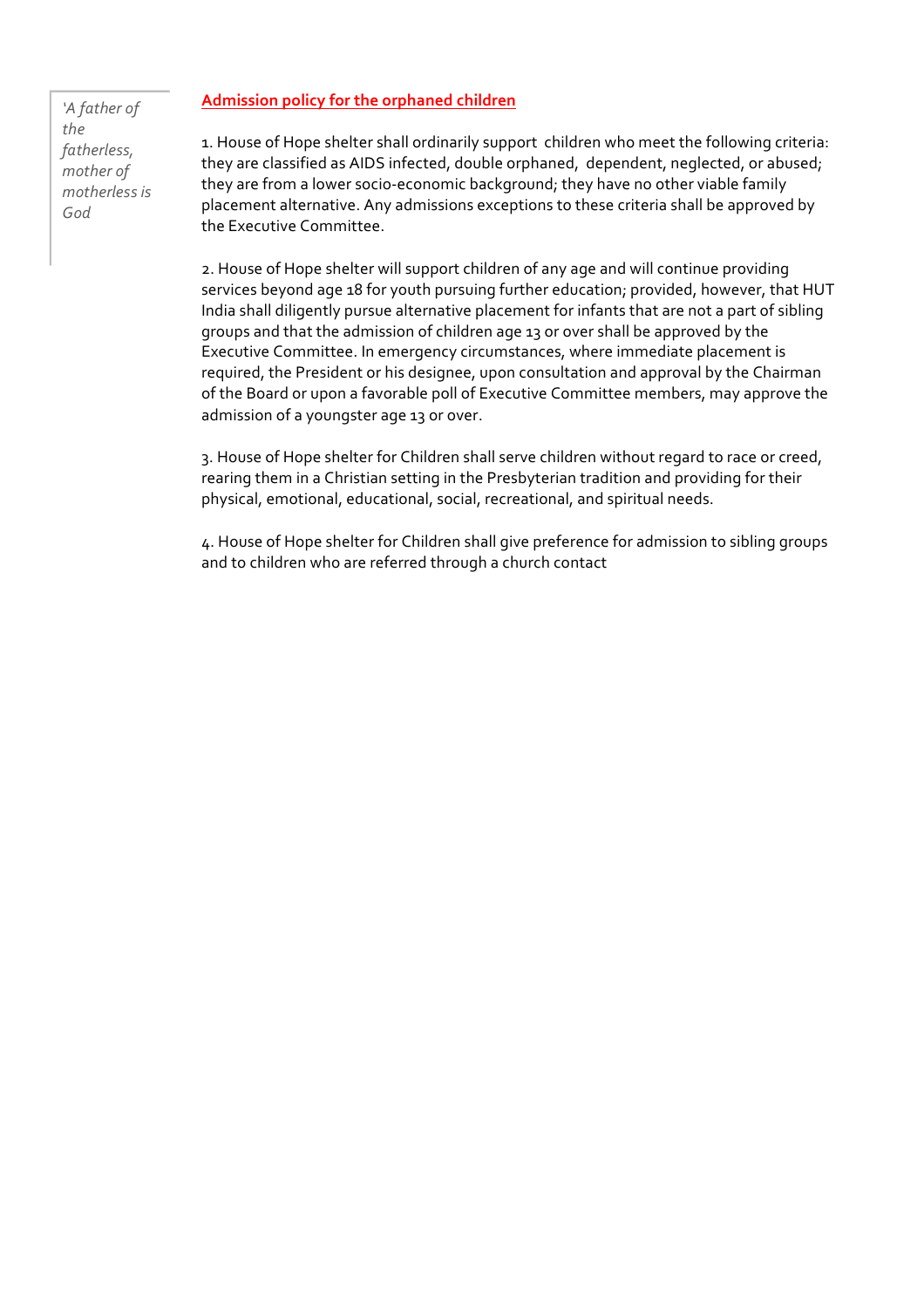*'A father of the fatherless, mother of motherless is God*

## Admission policy for the orphaned children

1. House of Hope shelter shall ordinarily support children who meet the following criteria: they are classified as AIDS infected, double orphaned, dependent, neglected, or abused; they are from a lower socio-economic background; they have no other viable family placement alternative. Any admissions exceptions to these criteria shall be approved by the Executive Committee.

2. House of Hope shelter will support children of any age and will continue providing services beyond age 18 for youth pursuing further education; provided, however, that HUT India shall diligently pursue alternative placement for infants that are not a part of sibling groups and that the admission of children age 13 or over shall be approved by the Executive Committee. In emergency circumstances, where immediate placement is required, the President or his designee, upon consultation and approval by the Chairman of the Board or upon a favorable poll of Executive Committee members, may approve the admission of a youngster age 13 or over.

3. House of Hope shelter for Children shall serve children without regard to race or creed, rearing them in a Christian setting in the Presbyterian tradition and providing for their physical, emotional, educational, social, recreational, and spiritual needs.

4. House of Hope shelter for Children shall give preference for admission to sibling groups and to children who are referred through a church contact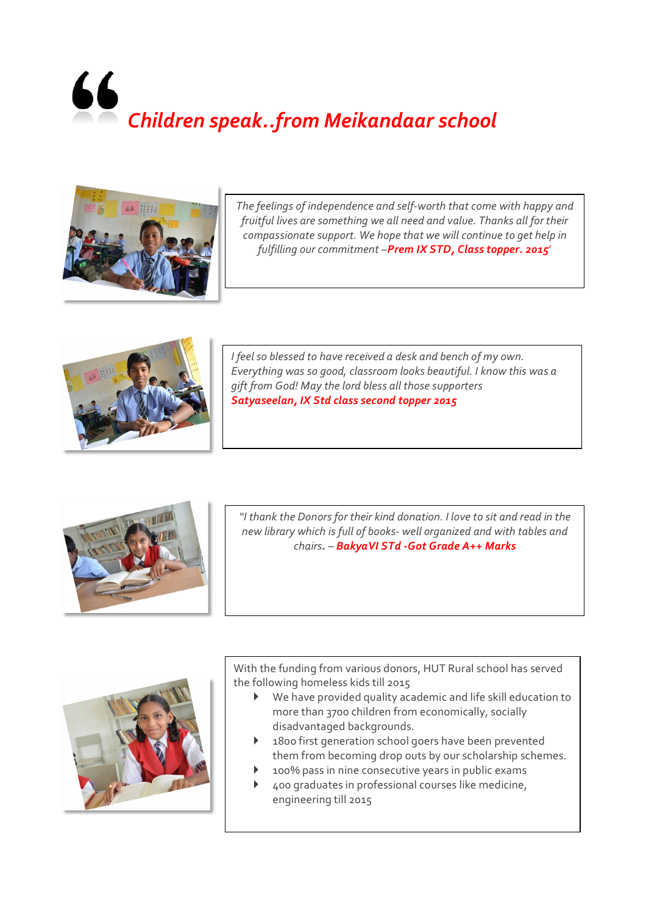# *Children speak..from Meikandaar school*

*The feelings of independence and self-worth that come with happy and fruitful lives are something we all need and value. Thanks all for their compassionate support. We hope that we will continue to get help in fulfilling our commitment –**Prem IX STD, Class topper. 2015**'*

*I feel so blessed to have received a desk and bench of my own. Everything was so good, classroom looks beautiful. I know this was a gift from God! May the lord bless all those supporters*
***Satyaseelan, IX Std class second topper 2015***

*"I thank the Donors for their kind donation. I love to sit and read in the new library which is full of books- well organized and with tables and chairs. – **BakyaVI STd -Got Grade A++ Marks***

With the funding from various donors, HUT Rural school has served the following homeless kids till 2015

- We have provided quality academic and life skill education to more than 3700 children from economically, socially disadvantaged backgrounds.
- 1800 first generation school goers have been prevented them from becoming drop outs by our scholarship schemes.
- 100% pass in nine consecutive years in public exams
- 400 graduates in professional courses like medicine, engineering till 2015